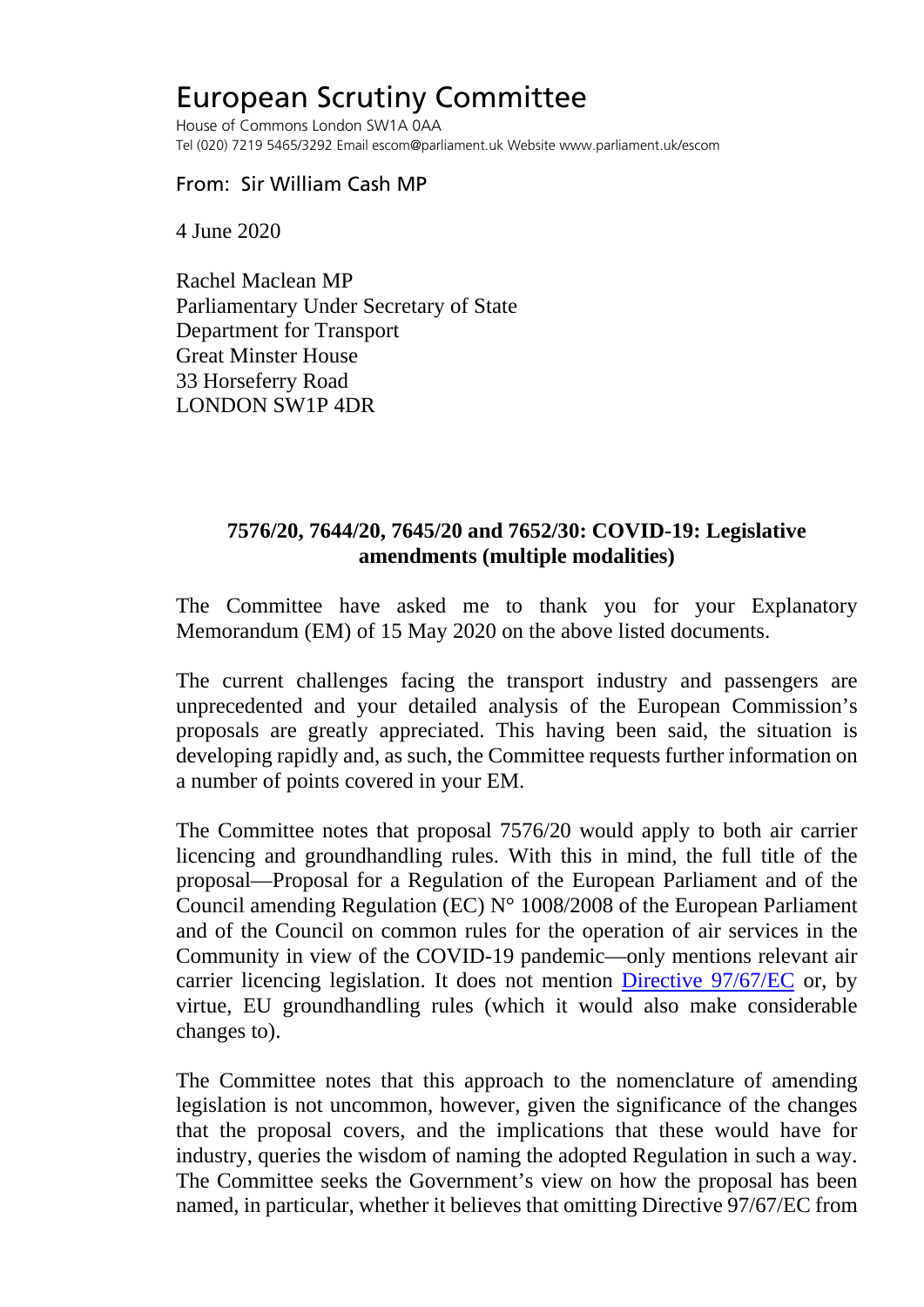# European Scrutiny Committee

House of Commons London SW1A 0AA
Tel (020) 7219 5465/3292 Email escom@parliament.uk Website www.parliament.uk/escom

From: Sir William Cash MP

4 June 2020

Rachel Maclean MP
Parliamentary Under Secretary of State
Department for Transport
Great Minster House
33 Horseferry Road
LONDON SW1P 4DR

**7576/20, 7644/20, 7645/20 and 7652/30: COVID-19: Legislative amendments (multiple modalities)**

The Committee have asked me to thank you for your Explanatory Memorandum (EM) of 15 May 2020 on the above listed documents.

The current challenges facing the transport industry and passengers are unprecedented and your detailed analysis of the European Commission's proposals are greatly appreciated. This having been said, the situation is developing rapidly and, as such, the Committee requests further information on a number of points covered in your EM.

The Committee notes that proposal 7576/20 would apply to both air carrier licencing and groundhandling rules. With this in mind, the full title of the proposal—Proposal for a Regulation of the European Parliament and of the Council amending Regulation (EC) N° 1008/2008 of the European Parliament and of the Council on common rules for the operation of air services in the Community in view of the COVID-19 pandemic—only mentions relevant air carrier licencing legislation. It does not mention Directive 97/67/EC or, by virtue, EU groundhandling rules (which it would also make considerable changes to).

The Committee notes that this approach to the nomenclature of amending legislation is not uncommon, however, given the significance of the changes that the proposal covers, and the implications that these would have for industry, queries the wisdom of naming the adopted Regulation in such a way. The Committee seeks the Government's view on how the proposal has been named, in particular, whether it believes that omitting Directive 97/67/EC from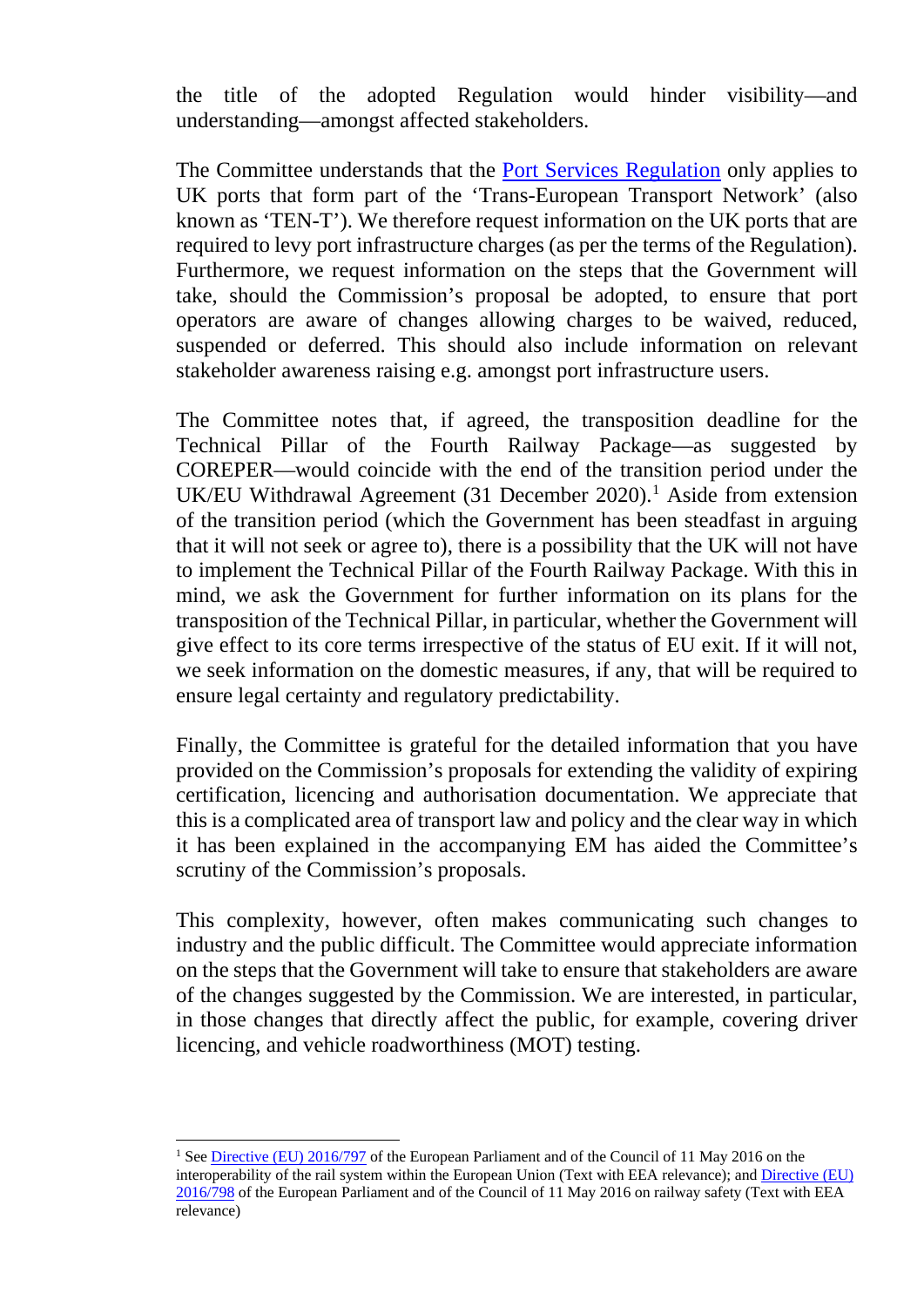the title of the adopted Regulation would hinder visibility—and understanding—amongst affected stakeholders.

The Committee understands that the Port Services Regulation only applies to UK ports that form part of the 'Trans-European Transport Network' (also known as 'TEN-T'). We therefore request information on the UK ports that are required to levy port infrastructure charges (as per the terms of the Regulation). Furthermore, we request information on the steps that the Government will take, should the Commission's proposal be adopted, to ensure that port operators are aware of changes allowing charges to be waived, reduced, suspended or deferred. This should also include information on relevant stakeholder awareness raising e.g. amongst port infrastructure users.

The Committee notes that, if agreed, the transposition deadline for the Technical Pillar of the Fourth Railway Package—as suggested by COREPER—would coincide with the end of the transition period under the UK/EU Withdrawal Agreement (31 December 2020).[1] Aside from extension of the transition period (which the Government has been steadfast in arguing that it will not seek or agree to), there is a possibility that the UK will not have to implement the Technical Pillar of the Fourth Railway Package. With this in mind, we ask the Government for further information on its plans for the transposition of the Technical Pillar, in particular, whether the Government will give effect to its core terms irrespective of the status of EU exit. If it will not, we seek information on the domestic measures, if any, that will be required to ensure legal certainty and regulatory predictability.

Finally, the Committee is grateful for the detailed information that you have provided on the Commission's proposals for extending the validity of expiring certification, licencing and authorisation documentation. We appreciate that this is a complicated area of transport law and policy and the clear way in which it has been explained in the accompanying EM has aided the Committee's scrutiny of the Commission's proposals.

This complexity, however, often makes communicating such changes to industry and the public difficult. The Committee would appreciate information on the steps that the Government will take to ensure that stakeholders are aware of the changes suggested by the Commission. We are interested, in particular, in those changes that directly affect the public, for example, covering driver licencing, and vehicle roadworthiness (MOT) testing.

---

[1] See Directive (EU) 2016/797 of the European Parliament and of the Council of 11 May 2016 on the interoperability of the rail system within the European Union (Text with EEA relevance); and Directive (EU) 2016/798 of the European Parliament and of the Council of 11 May 2016 on railway safety (Text with EEA relevance)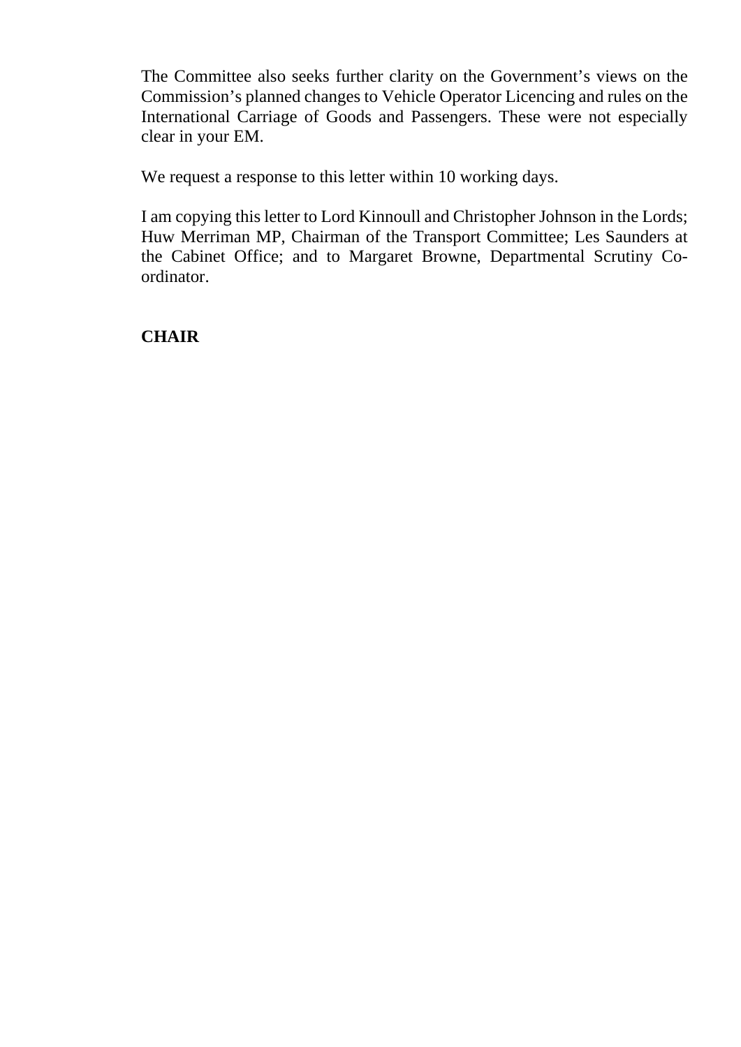The Committee also seeks further clarity on the Government's views on the Commission's planned changes to Vehicle Operator Licencing and rules on the International Carriage of Goods and Passengers. These were not especially clear in your EM.

We request a response to this letter within 10 working days.

I am copying this letter to Lord Kinnoull and Christopher Johnson in the Lords; Huw Merriman MP, Chairman of the Transport Committee; Les Saunders at the Cabinet Office; and to Margaret Browne, Departmental Scrutiny Co-ordinator.

**CHAIR**